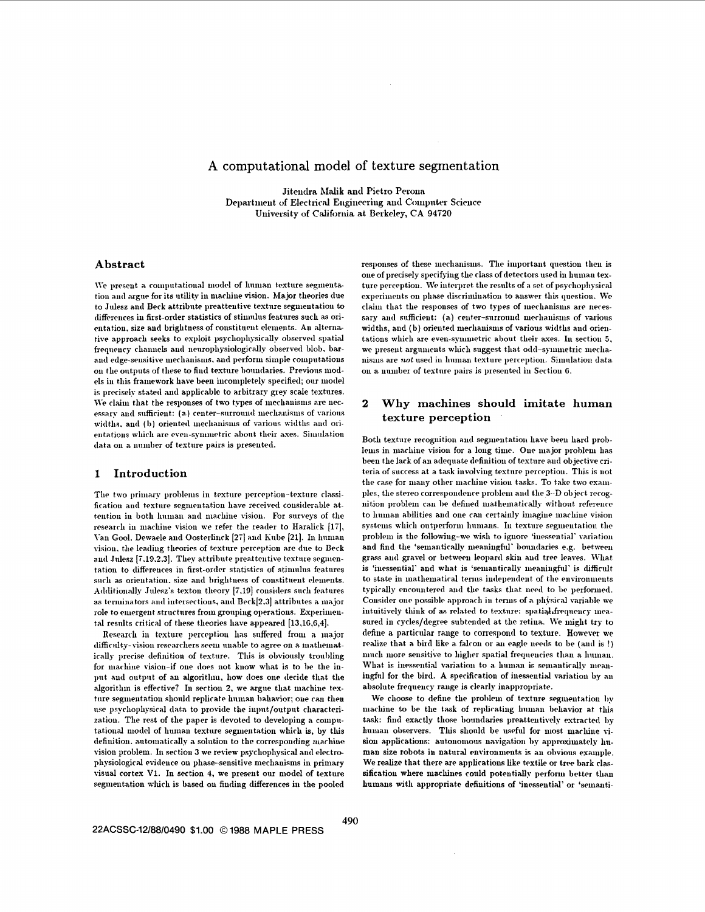# A computational model of texture segmentation

Jitendra Malik and Pietro Perona
Department of Electrical Engineering and Computer Science
University of California at Berkeley, CA 94720

## Abstract

We present a computational model of human texture segmentation and argue for its utility in machine vision. Major theories due to Julesz and Beck attribute preattentive texture segmentation to differences in first-order statistics of stimulus features such as orientation, size and brightness of constituent elements. An alternative approach seeks to exploit psychophysically observed spatial frequency channels and neurophysiologically observed blob, bar and edge-sensitive mechanisms, and perform simple computations on the outputs of these to find texture boundaries. Previous models in this framework have been incompletely specified; our model is precisely stated and applicable to arbitrary grey scale textures. We claim that the responses of two types of mechanisms are necessary and sufficient: (a) center-surround mechanisms of various widths, and (b) oriented mechanisms of various widths and orientations which are even-symmetric about their axes. Simulation data on a number of texture pairs is presented.

## 1 Introduction

The two primary problems in texture perception-texture classification and texture segmentation have received considerable attention in both human and machine vision. For surveys of the research in machine vision we refer the reader to Haralick [17], Van Gool, Dewaele and Oosterlinck [27] and Kube [21]. In human vision, the leading theories of texture perception are due to Beck and Julesz [7,19,2,3]. They attribute preattentive texture segmentation to differences in first-order statistics of stimulus features such as orientation, size and brightness of constituent elements. Additionally Julesz's texton theory [7,19] considers such features as terminators and intersections, and Beck[2,3] attributes a major role to emergent structures from grouping operations. Experimental results critical of these theories have appeared [13,16,6,4].

Research in texture perception has suffered from a major difficulty-vision researchers seem unable to agree on a mathematically precise definition of texture. This is obviously troubling for machine vision-if one does not know what is to be the input and output of an algorithm, how does one decide that the algorithm is effective? In section 2, we argue that machine texture segmentation should replicate human bahavior; one can then use psychophysical data to provide the input/output characterization. The rest of the paper is devoted to developing a computational model of human texture segmentation which is, by this definition, automatically a solution to the corresponding machine vision problem. In section 3 we review psychophysical and electrophysiological evidence on phase-sensitive mechanisms in primary visual cortex V1. In section 4, we present our model of texture segmentation which is based on finding differences in the pooled responses of these mechanisms. The important question then is one of precisely specifying the class of detectors used in human texture perception. We interpret the results of a set of psychophysical experiments on phase discrimination to answer this question. We claim that the responses of two types of mechanisms are necessary and sufficient: (a) center-surround mechanisms of various widths, and (b) oriented mechanisms of various widths and orientations which are even-symmetric about their axes. In section 5, we present arguments which suggest that odd-symmetric mechanisms are *not* used in human texture perception. Simulation data on a number of texture pairs is presented in Section 6.

## 2 Why machines should imitate human texture perception

Both texture recognition and segmentation have been hard problems in machine vision for a long time. One major problem has been the lack of an adequate definition of texture and objective criteria of success at a task involving texture perception. This is not the case for many other machine vision tasks. To take two examples, the stereo correspondence problem and the 3-D object recognition problem can be defined mathematically without reference to human abilities and one can certainly imagine machine vision systems which outperform humans. In texture segmentation the problem is the following-we wish to ignore 'inessential' variation and find the 'semantically meaningful' boundaries e.g. between grass and gravel or between leopard skin and tree leaves. What is 'inessential' and what is 'semantically meaningful' is difficult to state in mathematical terms independent of the environments typically encountered and the tasks that need to be performed. Consider one possible approach in terms of a physical variable we intuitively think of as related to texture: spatial frequency measured in cycles/degree subtended at the retina. We might try to define a particular range to correspond to texture. However we realize that a bird like a falcon or an eagle needs to be (and is !) much more sensitive to higher spatial frequencies than a human. What is inessential variation to a human is semantically meaningful for the bird. A specification of inessential variation by an absolute frequency range is clearly inappropriate.

We choose to define the problem of texture segmentation by machine to be the task of replicating human behavior at this task: find exactly those boundaries preattentively extracted by human observers. This should be useful for most machine vision applications: autonomous navigation by approximately human size robots in natural environments is an obvious example. We realize that there are applications like textile or tree bark classification where machines could potentially perform better than humans with appropriate definitions of 'inessential' or 'semanti-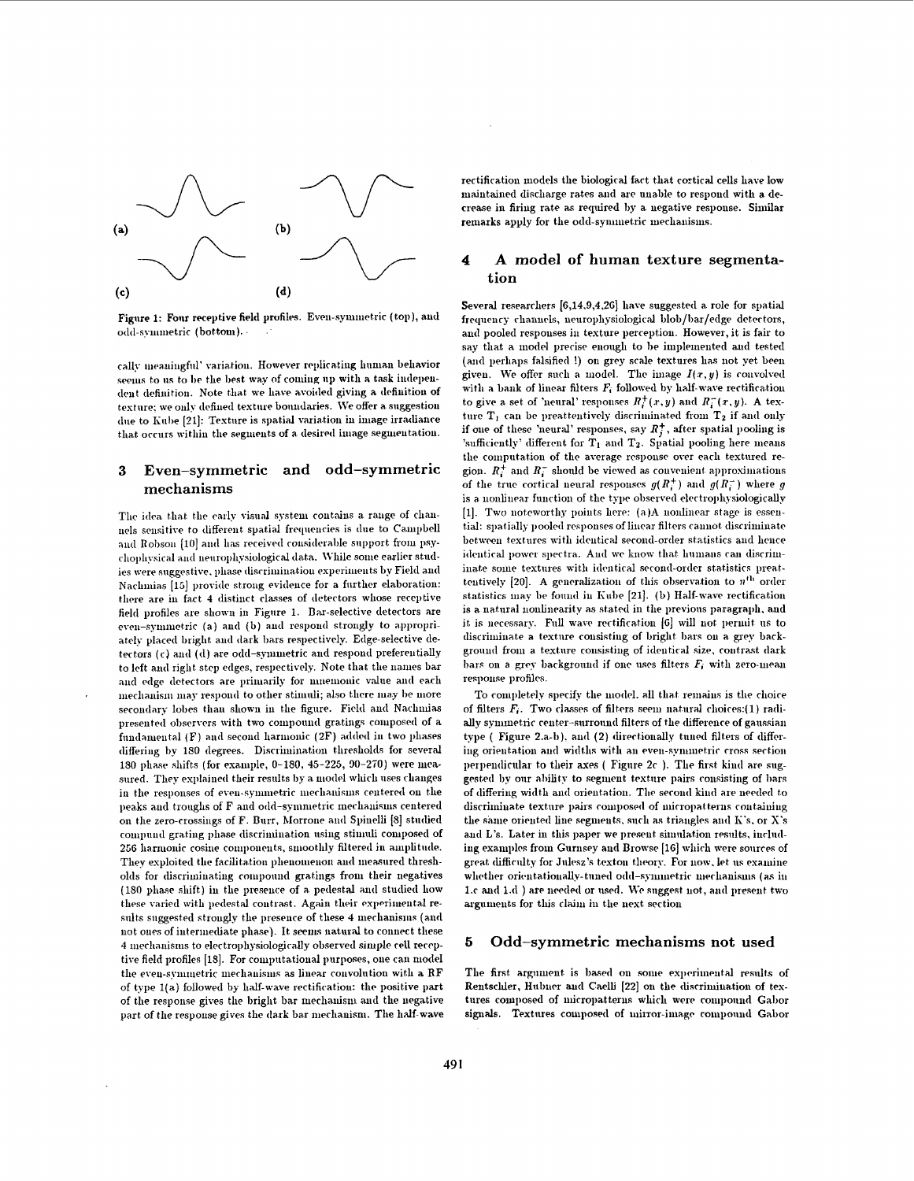(a) (b)

(c) (d)

**Figure 1: Four receptive field profiles. Even-symmetric (top), and odd-symmetric (bottom).**

cally meaningful' variation. However replicating human behavior seems to us to be the best way of coming up with a task independent definition. Note that we have avoided giving a definition of texture; we only defined texture boundaries. We offer a suggestion due to Kube [21]: Texture is spatial variation in image irradiance that occurs within the segments of a desired image segmentation.

## 3 Even-symmetric and odd-symmetric mechanisms

The idea that the early visual system contains a range of channels sensitive to different spatial frequencies is due to Campbell and Robson [10] and has received considerable support from psychophysical and neurophysiological data. While some earlier studies were suggestive, phase discrimination experiments by Field and Nachmias [15] provide strong evidence for a further elaboration: there are in fact 4 distinct classes of detectors whose receptive field profiles are shown in Figure 1. Bar-selective detectors are even-symmetric (a) and (b) and respond strongly to appropriately placed bright and dark bars respectively. Edge-selective detectors (c) and (d) are odd-symmetric and respond preferentially to left and right step edges, respectively. Note that the names bar and edge detectors are primarily for mnemonic value and each mechanism may respond to other stimuli; also there may be more secondary lobes than shown in the figure. Field and Nachmias presented observers with two compound gratings composed of a fundamental (F) and second harmonic (2F) added in two phases differing by 180 degrees. Discrimination thresholds for several 180 phase shifts (for example, 0–180, 45–225, 90–270) were measured. They explained their results by a model which uses changes in the responses of even-symmetric mechanisms centered on the peaks and troughs of F and odd-symmetric mechanisms centered on the zero-crossings of F. Burr, Morrone and Spinelli [8] studied compund grating phase discrimination using stimuli composed of 256 harmonic cosine components, smoothly filtered in amplitude. They exploited the facilitation phenomenon and measured thresholds for discriminating compound gratings from their negatives (180 phase shift) in the presence of a pedestal and studied how these varied with pedestal contrast. Again their experimental results suggested strongly the presence of these 4 mechanisms (and not ones of intermediate phase). It seems natural to connect these 4 mechanisms to electrophysiologically observed simple cell receptive field profiles [18]. For computational purposes, one can model the even-symmetric mechanisms as linear convolution with a RF of type 1(a) followed by half-wave rectification: the positive part of the response gives the bright bar mechanism and the negative part of the response gives the dark bar mechanism. The half-wave rectification models the biological fact that cortical cells have low maintained discharge rates and are unable to respond with a decrease in firing rate as required by a negative response. Similar remarks apply for the odd-symmetric mechanisms.

## 4 A model of human texture segmentation

Several researchers [6,14,9,4,26] have suggested a role for spatial frequency channels, neurophysiological blob/bar/edge detectors, and pooled responses in texture perception. However, it is fair to say that a model precise enough to be implemented and tested (and perhaps falsified !) on grey scale textures has not yet been given. We offer such a model. The image $I(x, y)$ is convolved with a bank of linear filters $F_i$ followed by half-wave rectification to give a set of 'neural' responses $R_i^+(x, y)$ and $R_i^-(x, y)$. A texture $T_1$ can be preattentively discriminated from $T_2$ if and only if one of these 'neural' responses, say $R_j^+$, after spatial pooling is 'sufficiently' different for $T_1$ and $T_2$. Spatial pooling here means the computation of the average response over each textured region. $R_i^+$ and $R_i^-$ should be viewed as convenient approximations of the true cortical neural responses $g(R_i^+)$ and $g(R_i^-)$ where $g$ is a nonlinear function of the type observed electrophysiologically [1]. Two noteworthy points here: (a)A nonlinear stage is essential: spatially pooled responses of linear filters cannot discriminate between textures with identical second-order statistics and hence identical power spectra. And we know that humans can discriminate some textures with identical second-order statistics preattentively [20]. A generalization of this observation to $n^{th}$ order statistics may be found in Kube [21]. (b) Half-wave rectification is a natural nonlinearity as stated in the previous paragraph, and it is necessary. Full wave rectification [6] will not permit us to discriminate a texture consisting of bright bars on a grey background from a texture consisting of identical size, contrast dark bars on a grey background if one uses filters $F_i$ with zero-mean response profiles.

To completely specify the model, all that remains is the choice of filters $F_i$. Two classes of filters seem natural choices:(1) radially symmetric center-surround filters of the difference of gaussian type ( Figure 2.a-b), and (2) directionally tuned filters of differing orientation and widths with an even-symmetric cross section perpendicular to their axes ( Figure 2c ). The first kind are suggested by our ability to segment texture pairs consisting of bars of differing width and orientation. The second kind are needed to discriminate texture pairs composed of micropatterns containing the same oriented line segments, such as triangles and K's, or X's and L's. Later in this paper we present simulation results, including examples from Gurnsey and Browse [16] which were sources of great difficulty for Julesz's texton theory. For now, let us examine whether orientationally-tuned odd-symmetric mechanisms (as in 1.c and 1.d ) are needed or used. We suggest not, and present two arguments for this claim in the next section

## 5 Odd-symmetric mechanisms not used

The first argument is based on some experimental results of Rentschler, Hubner and Caelli [22] on the discrimination of textures composed of micropatterns which were compound Gabor signals. Textures composed of mirror-image compound Gabor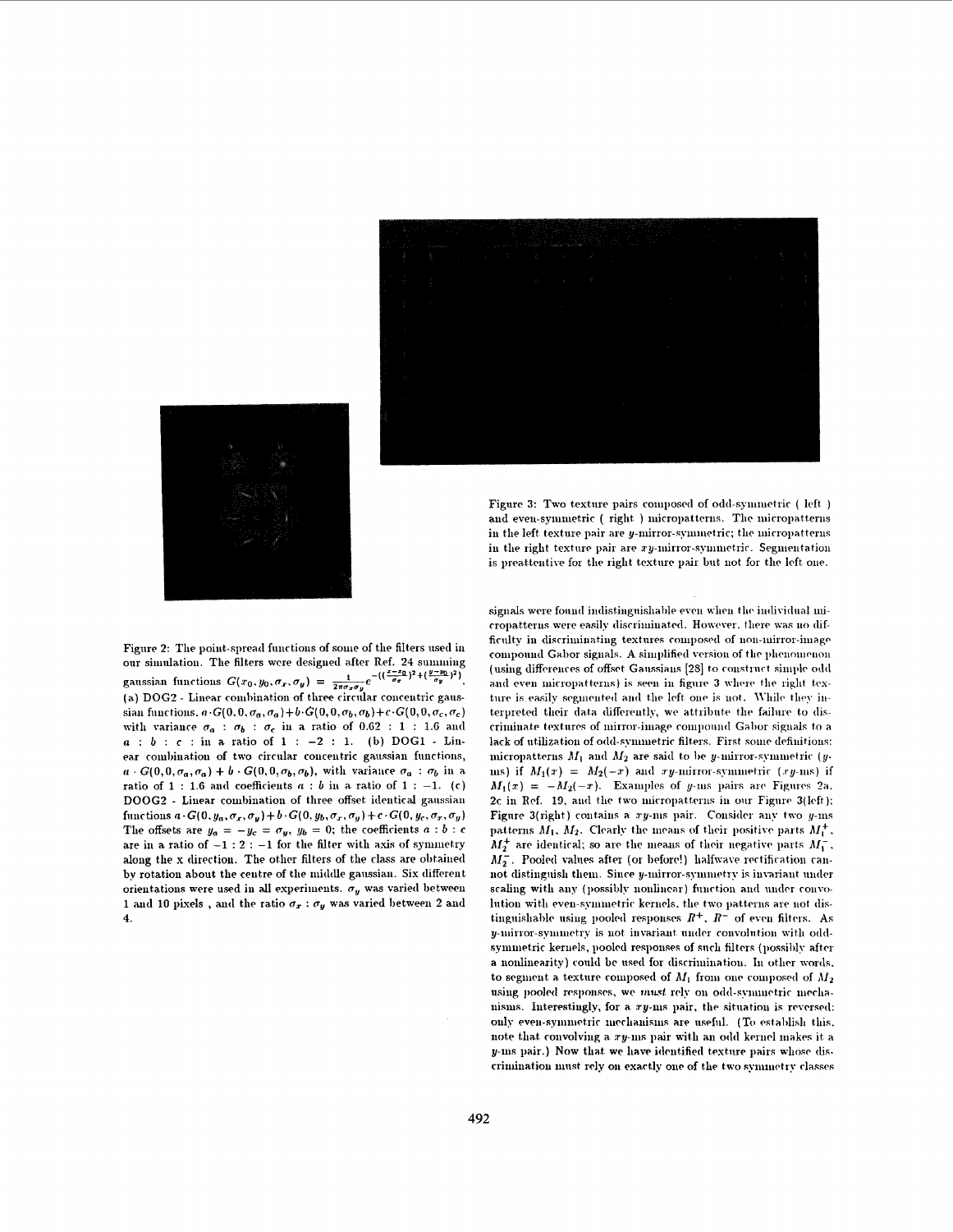Figure 2: The point-spread functions of some of the filters used in our simulation. The filters were designed after Ref. 24 summing gaussian functions $G(x_0, y_0, \sigma_x, \sigma_y) = \frac{1}{2\pi\sigma_x\sigma_y} e^{-((\frac{x-x_0}{\sigma_x})^2 + (\frac{y-y_0}{\sigma_y})^2)}$. (a) DOG2 - Linear combination of three circular concentric gaussian functions, $a \cdot G(0,0,\sigma_a,\sigma_a) + b \cdot G(0,0,\sigma_b,\sigma_b) + c \cdot G(0,0,\sigma_c,\sigma_c)$ with variance $\sigma_a : \sigma_b : \sigma_c$ in a ratio of $0.62 : 1 : 1.6$ and $a : b : c$ : in a ratio of $1 : -2 : 1$. (b) DOG1 - Linear combination of two circular concentric gaussian functions, $a \cdot G(0,0,\sigma_a,\sigma_a) + b \cdot G(0,0,\sigma_b,\sigma_b)$, with variance $\sigma_a : \sigma_b$ in a ratio of $1 : 1.6$ and coefficients $a : b$ in a ratio of $1 : -1$. (c) DOOG2 - Linear combination of three offset identical gaussian functions $a \cdot G(0, y_a, \sigma_x, \sigma_y) + b \cdot G(0, y_b, \sigma_x, \sigma_y) + c \cdot G(0, y_c, \sigma_x, \sigma_y)$ The offsets are $y_a = -y_c = \sigma_y$, $y_b = 0$; the coefficients $a : b : c$ are in a ratio of $-1 : 2 : -1$ for the filter with axis of symmetry along the x direction. The other filters of the class are obtained by rotation about the centre of the middle gaussian. Six different orientations were used in all experiments. $\sigma_y$ was varied between 1 and 10 pixels , and the ratio $\sigma_x : \sigma_y$ was varied between 2 and 4.

Figure 3: Two texture pairs composed of odd-symmetric ( left ) and even-symmetric ( right ) micropatterns. The micropatterns in the left texture pair are $y$-mirror-symmetric; the micropatterns in the right texture pair are $xy$-mirror-symmetric. Segmentation is preattentive for the right texture pair but not for the left one.

signals were found indistinguishable even when the individual micropatterns were easily discriminated. However, there was no difficulty in discriminating textures composed of non-mirror-image compound Gabor signals. A simplified version of the phenomenon (using differences of offset Gaussians [28] to construct simple odd and even micropatterns) is seen in figure 3 where the right texture is easily segmented and the left one is not. While they interpreted their data differently, we attribute the failure to discriminate textures of mirror-image compound Gabor signals to a lack of utilization of odd-symmetric filters. First some definitions: micropatterns $M_1$ and $M_2$ are said to be $y$-mirror-symmetric ($y$-ms) if $M_1(x) = M_2(-x)$ and $xy$-mirror-symmetric ($xy$-ms) if $M_1(x) = -M_2(-x)$. Examples of $y$-ms pairs are Figures 2a, 2c in Ref. 19, and the two micropatterns in our Figure 3(left); Figure 3(right) contains a $xy$-ms pair. Consider any two $y$-ms patterns $M_1$, $M_2$. Clearly the means of their positive parts $M_1^+$, $M_2^+$ are identical; so are the means of their negative parts $M_1^-$, $M_2^-$. Pooled values after (or before!) halfwave rectification cannot distinguish them. Since $y$-mirror-symmetry is invariant under scaling with any (possibly nonlinear) function and under convolution with even-symmetric kernels, the two patterns are not distinguishable using pooled responses $R^+$, $R^-$ of even filters. As $y$-mirror-symmetry is not invariant under convolution with odd-symmetric kernels, pooled responses of such filters (possibly after a nonlinearity) could be used for discrimination. In other words, to segment a texture composed of $M_1$ from one composed of $M_2$ using pooled responses, we *must* rely on odd-symmetric mechanisms. Interestingly, for a $xy$-ms pair, the situation is reversed: only even-symmetric mechanisms are useful. (To establish this, note that convolving a $xy$-ms pair with an odd kernel makes it a $y$-ms pair.) Now that we have identified texture pairs whose discrimination must rely on exactly one of the two symmetry classes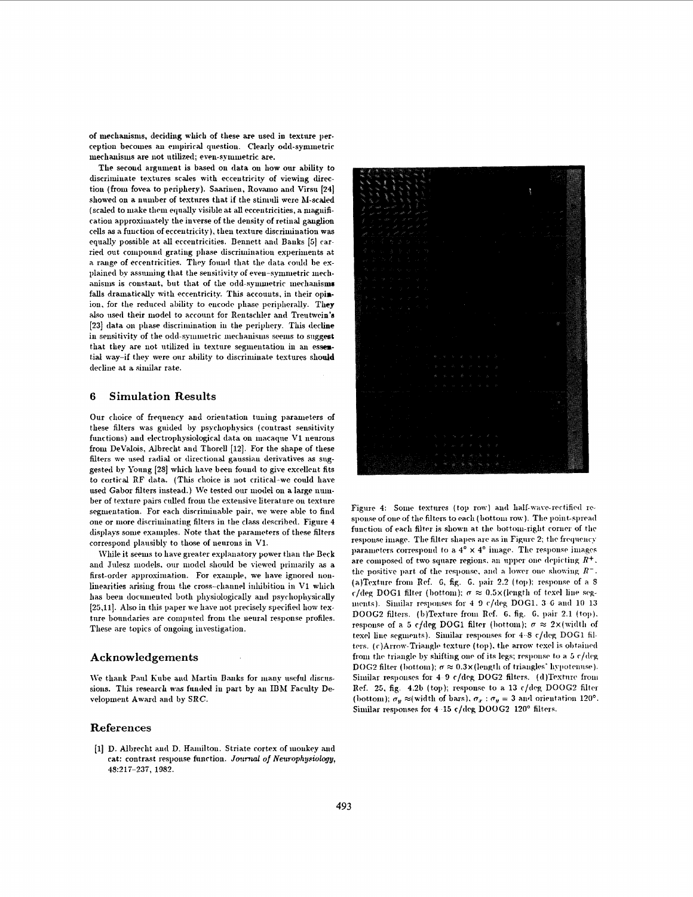of mechanisms, deciding which of these are used in texture perception becomes an empirical question. Clearly odd-symmetric mechanisms are not utilized; even-symmetric are.

The second argument is based on data on how our ability to discriminate textures scales with eccentricity of viewing direction (from fovea to periphery). Saarinen, Rovamo and Virsu [24] showed on a number of textures that if the stimuli were M-scaled (scaled to make them equally visible at all eccentricities, a magnification approximately the inverse of the density of retinal ganglion cells as a function of eccentricity), then texture discrimination was equally possible at all eccentricities. Bennett and Banks [5] carried out compound grating phase discrimination experiments at a range of eccentricities. They found that the data could be explained by assuming that the sensitivity of even-symmetric mechanisms is constant, but that of the odd-symmetric mechanisms falls dramatically with eccentricity. This accounts, in their opinion, for the reduced ability to encode phase peripherally. They also used their model to account for Rentschler and Treutwein's [23] data on phase discrimination in the periphery. This decline in sensitivity of the odd-symmetric mechanisms seems to suggest that they are not utilized in texture segmentation in an essential way–if they were our ability to discriminate textures should decline at a similar rate.

## 6 Simulation Results

Our choice of frequency and orientation tuning parameters of these filters was guided by psychophysics (contrast sensitivity functions) and electrophysiological data on macaque V1 neurons from DeValois, Albrecht and Thorell [12]. For the shape of these filters we used radial or directional gaussian derivatives as suggested by Young [28] which have been found to give excellent fits to cortical RF data. (This choice is not critical–we could have used Gabor filters instead.) We tested our model on a large number of texture pairs culled from the extensive literature on texture segmentation. For each discriminable pair, we were able to find one or more discriminating filters in the class described. Figure 4 displays some examples. Note that the parameters of these filters correspond plausibly to those of neurons in V1.

While it seems to have greater explanatory power than the Beck and Julesz models, our model should be viewed primarily as a first-order approximation. For example, we have ignored nonlinearities arising from the cross-channel inhibition in V1 which has been documented both physiologically and psychophysically [25,11]. Also in this paper we have not precisely specified how texture boundaries are computed from the neural response profiles. These are topics of ongoing investigation.

Figure 4: Some textures (top row) and half-wave-rectified response of one of the filters to each (bottom row). The point-spread function of each filter is shown at the bottom-right corner of the response image. The filter shapes are as in Figure 2; the frequency parameters correspond to a $4° \times 4°$ image. The response images are composed of two square regions, an upper one depicting $R^+$, the positive part of the response, and a lower one showing $R^-$. (a)Texture from Ref. 6, fig. 6, pair 2.2 (top); response of a 8 c/deg DOG1 filter (bottom); $\sigma \approx 0.5\times$(length of texel line segments). Similar responses for 4–9 c/deg DOG1, 3–6 and 10–13 DOOG2 filters. (b)Texture from Ref. 6, fig. 6, pair 2.1 (top), response of a 5 c/deg DOG1 filter (bottom); $\sigma \approx 2\times$(width of texel line segments). Similar responses for 4–8 c/deg DOG1 filters. (c)Arrow-Triangle texture (top), the arrow texel is obtained from the triangle by shifting one of its legs; response to a 5 c/deg DOG2 filter (bottom); $\sigma \approx 0.3\times$(length of triangles' hypotenuse). Similar responses for 4–9 c/deg DOG2 filters. (d)Texture from Ref. 25, fig. 4.2b (top); response to a 13 c/deg DOOG2 filter (bottom); $\sigma_y \approx$(width of bars), $\sigma_x : \sigma_y = 3$ and orientation 120°. Similar responses for 4–15 c/deg DOOG2 120° filters.

## Acknowledgements

We thank Paul Kube and Martin Banks for many useful discussions. This research was funded in part by an IBM Faculty Development Award and by SRC.

## References

[1] D. Albrecht and D. Hamilton. Striate cortex of monkey and cat: contrast response function. *Journal of Neurophysiology*, 48:217–237, 1982.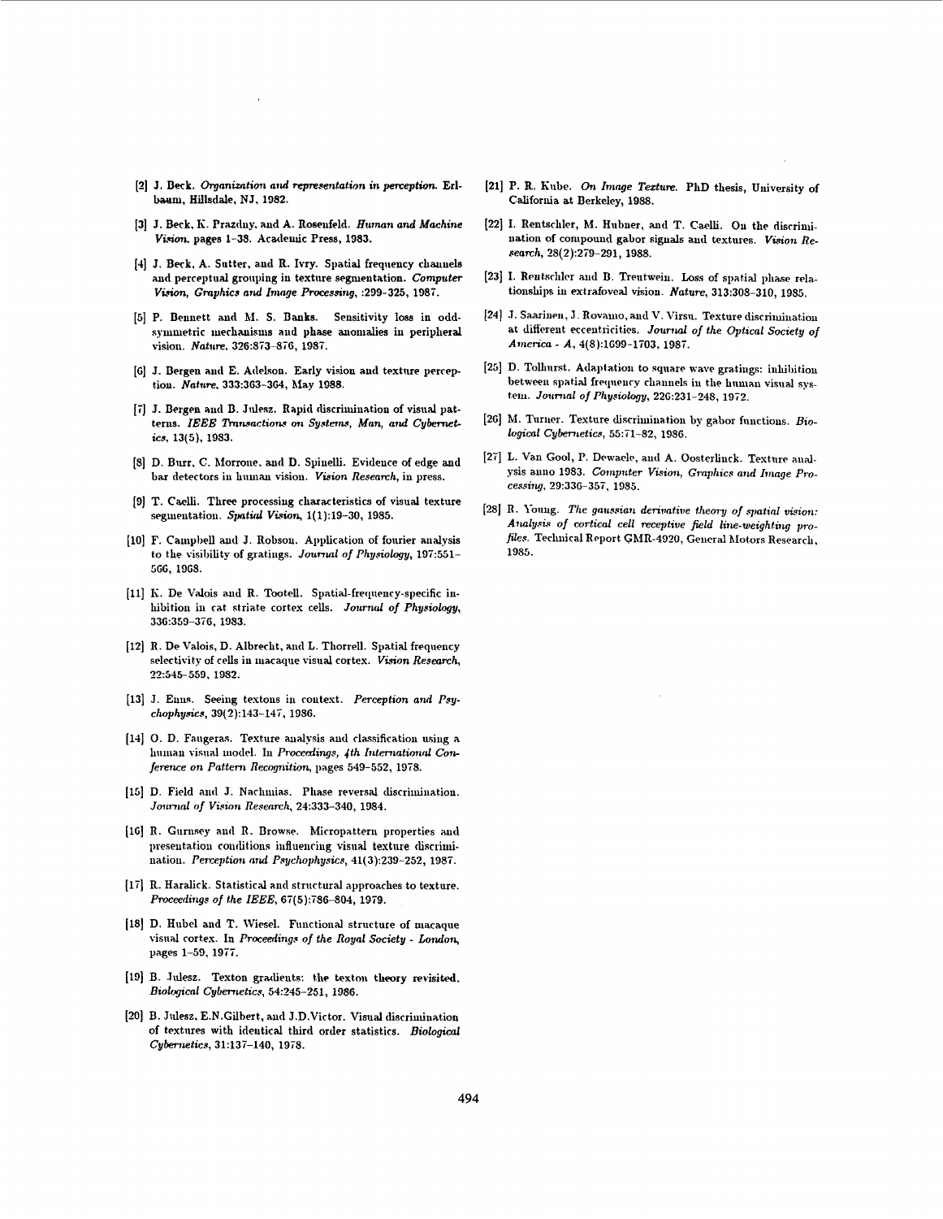[2] J. Beck. *Organization and representation in perception.* Erlbaum, Hillsdale, NJ, 1982.

[3] J. Beck, K. Prazdny, and A. Rosenfeld. *Human and Machine Vision*, pages 1–38. Academic Press, 1983.

[4] J. Beck, A. Sutter, and R. Ivry. Spatial frequency channels and perceptual grouping in texture segmentation. *Computer Vision, Graphics and Image Processing*, :299–325, 1987.

[5] P. Bennett and M. S. Banks. Sensitivity loss in odd-symmetric mechanisms and phase anomalies in peripheral vision. *Nature*, 326:873–876, 1987.

[6] J. Bergen and E. Adelson. Early vision and texture perception. *Nature*, 333:363–364, May 1988.

[7] J. Bergen and B. Julesz. Rapid discrimination of visual patterns. *IEEE Transactions on Systems, Man, and Cybernetics*, 13(5), 1983.

[8] D. Burr, C. Morrone, and D. Spinelli. Evidence of edge and bar detectors in human vision. *Vision Research*, in press.

[9] T. Caelli. Three processing characteristics of visual texture segmentation. *Spatial Vision*, 1(1):19–30, 1985.

[10] F. Campbell and J. Robson. Application of fourier analysis to the visibility of gratings. *Journal of Physiology*, 197:551–566, 1968.

[11] K. De Valois and R. Tootell. Spatial-frequency-specific inhibition in cat striate cortex cells. *Journal of Physiology*, 336:359–376, 1983.

[12] R. De Valois, D. Albrecht, and L. Thorrell. Spatial frequency selectivity of cells in macaque visual cortex. *Vision Research*, 22:545–559, 1982.

[13] J. Enns. Seeing textons in context. *Perception and Psychophysics*, 39(2):143–147, 1986.

[14] O. D. Faugeras. Texture analysis and classification using a human visual model. In *Proceedings, 4th International Conference on Pattern Recognition*, pages 549–552, 1978.

[15] D. Field and J. Nachmias. Phase reversal discrimination. *Journal of Vision Research*, 24:333–340, 1984.

[16] R. Gurnsey and R. Browse. Micropattern properties and presentation conditions influencing visual texture discrimination. *Perception and Psychophysics*, 41(3):239–252, 1987.

[17] R. Haralick. Statistical and structural approaches to texture. *Proceedings of the IEEE*, 67(5):786–804, 1979.

[18] D. Hubel and T. Wiesel. Functional structure of macaque visual cortex. In *Proceedings of the Royal Society - London*, pages 1–59, 1977.

[19] B. Julesz. Texton gradients: the texton theory revisited. *Biological Cybernetics*, 54:245–251, 1986.

[20] B. Julesz, E.N.Gilbert, and J.D.Victor. Visual discrimination of textures with identical third order statistics. *Biological Cybernetics*, 31:137–140, 1978.

[21] P. R. Kube. *On Image Texture.* PhD thesis, University of California at Berkeley, 1988.

[22] I. Rentschler, M. Hubner, and T. Caelli. On the discrimination of compound gabor signals and textures. *Vision Research*, 28(2):279–291, 1988.

[23] I. Rentschler and B. Treutwein. Loss of spatial phase relationships in extrafoveal vision. *Nature*, 313:308–310, 1985.

[24] J. Saarinen, J. Rovamo, and V. Virsu. Texture discrimination at different eccentricities. *Journal of the Optical Society of America - A*, 4(8):1699–1703, 1987.

[25] D. Tolhurst. Adaptation to square wave gratings: inhibition between spatial frequency channels in the human visual system. *Journal of Physiology*, 226:231–248, 1972.

[26] M. Turner. Texture discrimination by gabor functions. *Biological Cybernetics*, 55:71–82, 1986.

[27] L. Van Gool, P. Dewaele, and A. Oosterlinck. Texture analysis anno 1983. *Computer Vision, Graphics and Image Processing*, 29:336–357, 1985.

[28] R. Young. *The gaussian derivative theory of spatial vision: Analysis of cortical cell receptive field line-weighting profiles.* Technical Report GMR-4920, General Motors Research, 1985.